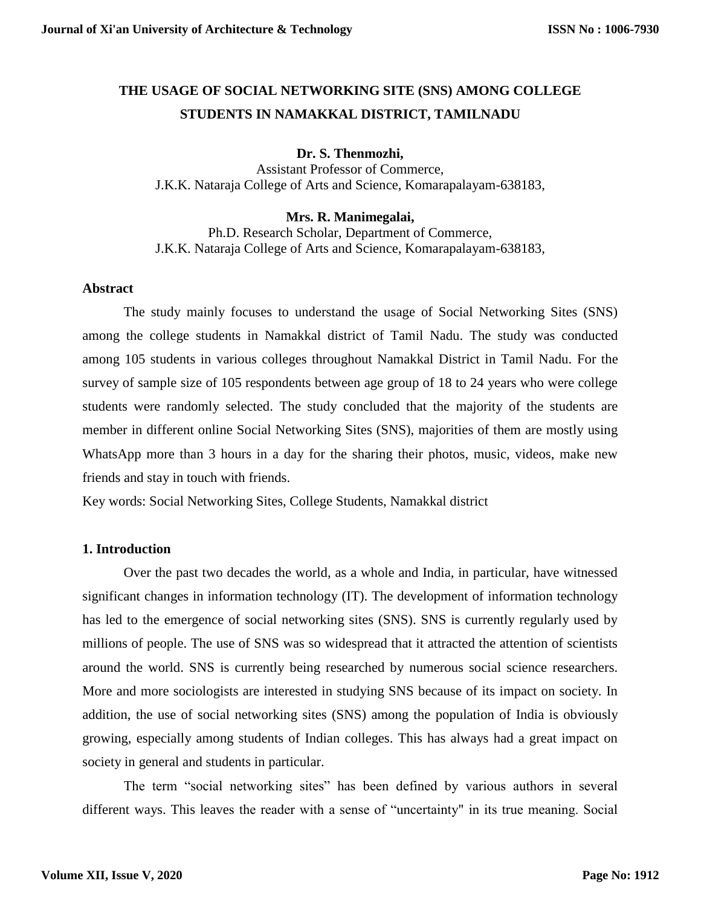# THE USAGE OF SOCIAL NETWORKING SITE (SNS) AMONG COLLEGE STUDENTS IN NAMAKKAL DISTRICT, TAMILNADU

**Dr. S. Thenmozhi,**
Assistant Professor of Commerce,
J.K.K. Nataraja College of Arts and Science, Komarapalayam-638183,

**Mrs. R. Manimegalai,**
Ph.D. Research Scholar, Department of Commerce,
J.K.K. Nataraja College of Arts and Science, Komarapalayam-638183,

## Abstract

The study mainly focuses to understand the usage of Social Networking Sites (SNS) among the college students in Namakkal district of Tamil Nadu. The study was conducted among 105 students in various colleges throughout Namakkal District in Tamil Nadu. For the survey of sample size of 105 respondents between age group of 18 to 24 years who were college students were randomly selected. The study concluded that the majority of the students are member in different online Social Networking Sites (SNS), majorities of them are mostly using WhatsApp more than 3 hours in a day for the sharing their photos, music, videos, make new friends and stay in touch with friends.

Key words: Social Networking Sites, College Students, Namakkal district

## 1. Introduction

Over the past two decades the world, as a whole and India, in particular, have witnessed significant changes in information technology (IT). The development of information technology has led to the emergence of social networking sites (SNS). SNS is currently regularly used by millions of people. The use of SNS was so widespread that it attracted the attention of scientists around the world. SNS is currently being researched by numerous social science researchers. More and more sociologists are interested in studying SNS because of its impact on society. In addition, the use of social networking sites (SNS) among the population of India is obviously growing, especially among students of Indian colleges. This has always had a great impact on society in general and students in particular.

The term "social networking sites" has been defined by various authors in several different ways. This leaves the reader with a sense of "uncertainty" in its true meaning. Social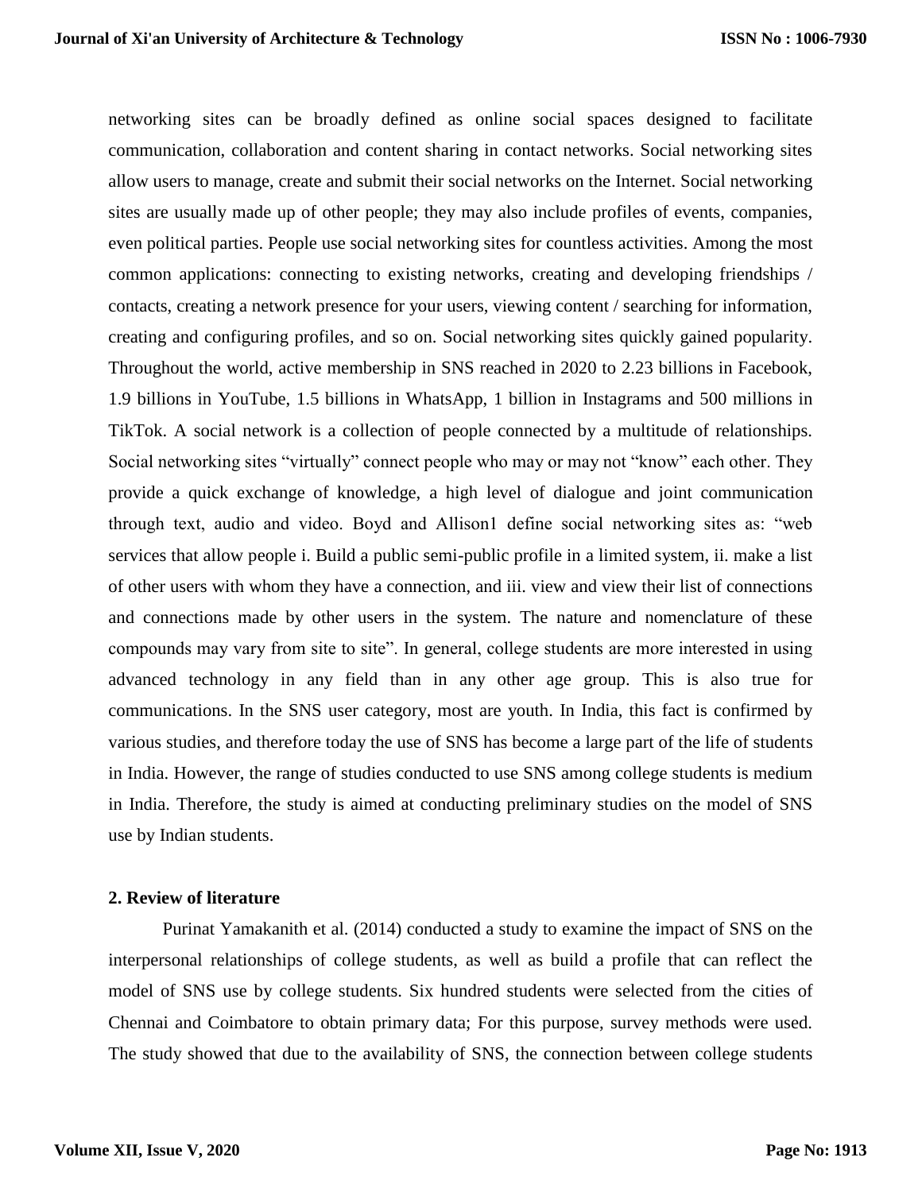networking sites can be broadly defined as online social spaces designed to facilitate communication, collaboration and content sharing in contact networks. Social networking sites allow users to manage, create and submit their social networks on the Internet. Social networking sites are usually made up of other people; they may also include profiles of events, companies, even political parties. People use social networking sites for countless activities. Among the most common applications: connecting to existing networks, creating and developing friendships / contacts, creating a network presence for your users, viewing content / searching for information, creating and configuring profiles, and so on. Social networking sites quickly gained popularity. Throughout the world, active membership in SNS reached in 2020 to 2.23 billions in Facebook, 1.9 billions in YouTube, 1.5 billions in WhatsApp, 1 billion in Instagrams and 500 millions in TikTok. A social network is a collection of people connected by a multitude of relationships. Social networking sites "virtually" connect people who may or may not "know" each other. They provide a quick exchange of knowledge, a high level of dialogue and joint communication through text, audio and video. Boyd and Allison1 define social networking sites as: "web services that allow people i. Build a public semi-public profile in a limited system, ii. make a list of other users with whom they have a connection, and iii. view and view their list of connections and connections made by other users in the system. The nature and nomenclature of these compounds may vary from site to site". In general, college students are more interested in using advanced technology in any field than in any other age group. This is also true for communications. In the SNS user category, most are youth. In India, this fact is confirmed by various studies, and therefore today the use of SNS has become a large part of the life of students in India. However, the range of studies conducted to use SNS among college students is medium in India. Therefore, the study is aimed at conducting preliminary studies on the model of SNS use by Indian students.

## 2. Review of literature

Purinat Yamakanith et al. (2014) conducted a study to examine the impact of SNS on the interpersonal relationships of college students, as well as build a profile that can reflect the model of SNS use by college students. Six hundred students were selected from the cities of Chennai and Coimbatore to obtain primary data; For this purpose, survey methods were used. The study showed that due to the availability of SNS, the connection between college students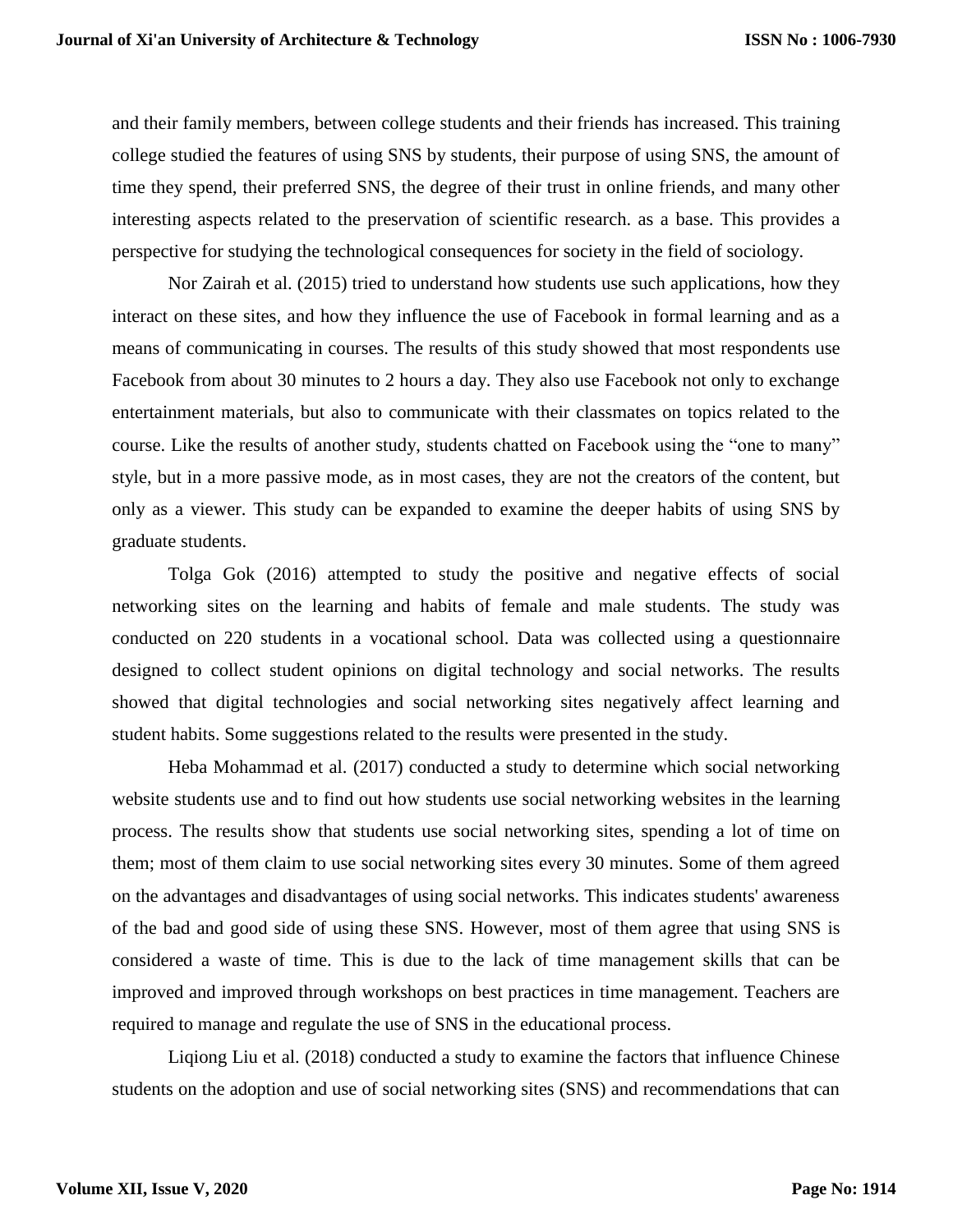and their family members, between college students and their friends has increased. This training college studied the features of using SNS by students, their purpose of using SNS, the amount of time they spend, their preferred SNS, the degree of their trust in online friends, and many other interesting aspects related to the preservation of scientific research. as a base. This provides a perspective for studying the technological consequences for society in the field of sociology.

Nor Zairah et al. (2015) tried to understand how students use such applications, how they interact on these sites, and how they influence the use of Facebook in formal learning and as a means of communicating in courses. The results of this study showed that most respondents use Facebook from about 30 minutes to 2 hours a day. They also use Facebook not only to exchange entertainment materials, but also to communicate with their classmates on topics related to the course. Like the results of another study, students chatted on Facebook using the "one to many" style, but in a more passive mode, as in most cases, they are not the creators of the content, but only as a viewer. This study can be expanded to examine the deeper habits of using SNS by graduate students.

Tolga Gok (2016) attempted to study the positive and negative effects of social networking sites on the learning and habits of female and male students. The study was conducted on 220 students in a vocational school. Data was collected using a questionnaire designed to collect student opinions on digital technology and social networks. The results showed that digital technologies and social networking sites negatively affect learning and student habits. Some suggestions related to the results were presented in the study.

Heba Mohammad et al. (2017) conducted a study to determine which social networking website students use and to find out how students use social networking websites in the learning process. The results show that students use social networking sites, spending a lot of time on them; most of them claim to use social networking sites every 30 minutes. Some of them agreed on the advantages and disadvantages of using social networks. This indicates students' awareness of the bad and good side of using these SNS. However, most of them agree that using SNS is considered a waste of time. This is due to the lack of time management skills that can be improved and improved through workshops on best practices in time management. Teachers are required to manage and regulate the use of SNS in the educational process.

Liqiong Liu et al. (2018) conducted a study to examine the factors that influence Chinese students on the adoption and use of social networking sites (SNS) and recommendations that can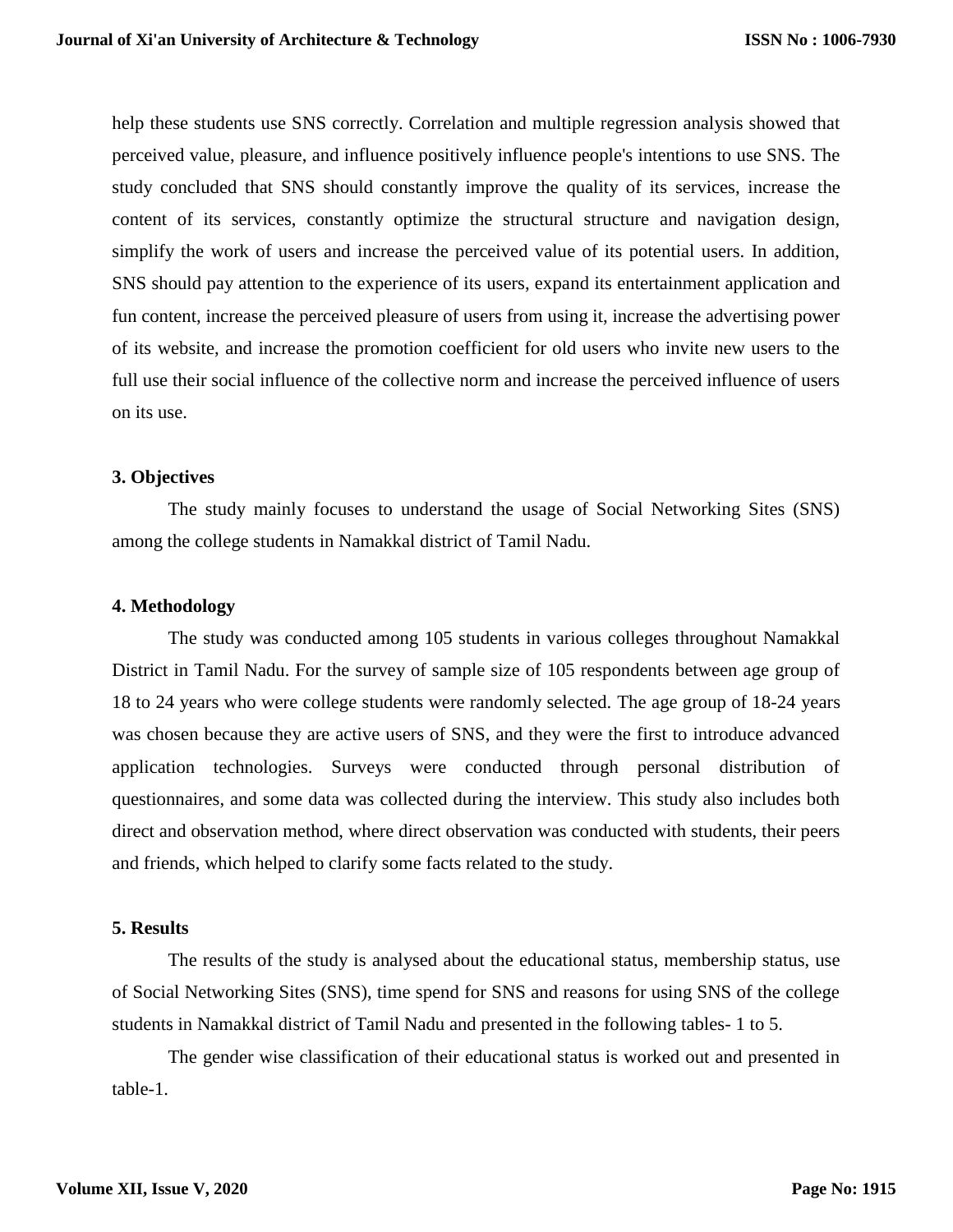help these students use SNS correctly. Correlation and multiple regression analysis showed that perceived value, pleasure, and influence positively influence people's intentions to use SNS. The study concluded that SNS should constantly improve the quality of its services, increase the content of its services, constantly optimize the structural structure and navigation design, simplify the work of users and increase the perceived value of its potential users. In addition, SNS should pay attention to the experience of its users, expand its entertainment application and fun content, increase the perceived pleasure of users from using it, increase the advertising power of its website, and increase the promotion coefficient for old users who invite new users to the full use their social influence of the collective norm and increase the perceived influence of users on its use.

### 3. Objectives

The study mainly focuses to understand the usage of Social Networking Sites (SNS) among the college students in Namakkal district of Tamil Nadu.

### 4. Methodology

The study was conducted among 105 students in various colleges throughout Namakkal District in Tamil Nadu. For the survey of sample size of 105 respondents between age group of 18 to 24 years who were college students were randomly selected. The age group of 18-24 years was chosen because they are active users of SNS, and they were the first to introduce advanced application technologies. Surveys were conducted through personal distribution of questionnaires, and some data was collected during the interview. This study also includes both direct and observation method, where direct observation was conducted with students, their peers and friends, which helped to clarify some facts related to the study.

### 5. Results

The results of the study is analysed about the educational status, membership status, use of Social Networking Sites (SNS), time spend for SNS and reasons for using SNS of the college students in Namakkal district of Tamil Nadu and presented in the following tables- 1 to 5.

The gender wise classification of their educational status is worked out and presented in table-1.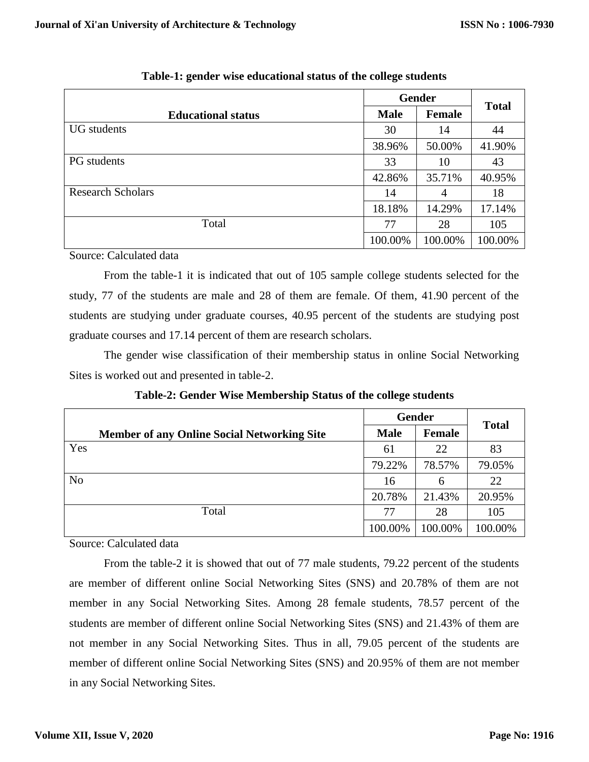**Table-1: gender wise educational status of the college students**

| Educational status | Gender | | Total |
|---|---|---|---|
| | Male | Female | |
| UG students | 30 | 14 | 44 |
| | 38.96% | 50.00% | 41.90% |
| PG students | 33 | 10 | 43 |
| | 42.86% | 35.71% | 40.95% |
| Research Scholars | 14 | 4 | 18 |
| | 18.18% | 14.29% | 17.14% |
| Total | 77 | 28 | 105 |
| | 100.00% | 100.00% | 100.00% |

Source: Calculated data

From the table-1 it is indicated that out of 105 sample college students selected for the study, 77 of the students are male and 28 of them are female. Of them, 41.90 percent of the students are studying under graduate courses, 40.95 percent of the students are studying post graduate courses and 17.14 percent of them are research scholars.

The gender wise classification of their membership status in online Social Networking Sites is worked out and presented in table-2.

**Table-2: Gender Wise Membership Status of the college students**

| Member of any Online Social Networking Site | Gender | | Total |
|---|---|---|---|
| | Male | Female | |
| Yes | 61 | 22 | 83 |
| | 79.22% | 78.57% | 79.05% |
| No | 16 | 6 | 22 |
| | 20.78% | 21.43% | 20.95% |
| Total | 77 | 28 | 105 |
| | 100.00% | 100.00% | 100.00% |

Source: Calculated data

From the table-2 it is showed that out of 77 male students, 79.22 percent of the students are member of different online Social Networking Sites (SNS) and 20.78% of them are not member in any Social Networking Sites. Among 28 female students, 78.57 percent of the students are member of different online Social Networking Sites (SNS) and 21.43% of them are not member in any Social Networking Sites. Thus in all, 79.05 percent of the students are member of different online Social Networking Sites (SNS) and 20.95% of them are not member in any Social Networking Sites.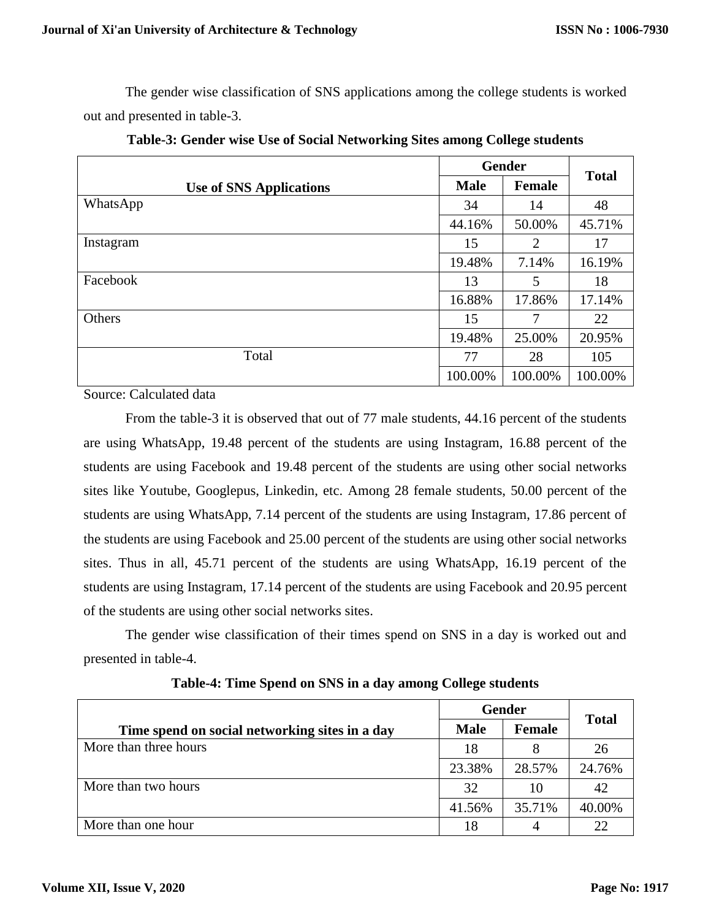The gender wise classification of SNS applications among the college students is worked out and presented in table-3.

**Table-3: Gender wise Use of Social Networking Sites among College students**

| Use of SNS Applications | Gender | | Total |
|---|---|---|---|
| | Male | Female | |
| WhatsApp | 34 | 14 | 48 |
| | 44.16% | 50.00% | 45.71% |
| Instagram | 15 | 2 | 17 |
| | 19.48% | 7.14% | 16.19% |
| Facebook | 13 | 5 | 18 |
| | 16.88% | 17.86% | 17.14% |
| Others | 15 | 7 | 22 |
| | 19.48% | 25.00% | 20.95% |
| Total | 77 | 28 | 105 |
| | 100.00% | 100.00% | 100.00% |

Source: Calculated data

From the table-3 it is observed that out of 77 male students, 44.16 percent of the students are using WhatsApp, 19.48 percent of the students are using Instagram, 16.88 percent of the students are using Facebook and 19.48 percent of the students are using other social networks sites like Youtube, Googlepus, Linkedin, etc. Among 28 female students, 50.00 percent of the students are using WhatsApp, 7.14 percent of the students are using Instagram, 17.86 percent of the students are using Facebook and 25.00 percent of the students are using other social networks sites. Thus in all, 45.71 percent of the students are using WhatsApp, 16.19 percent of the students are using Instagram, 17.14 percent of the students are using Facebook and 20.95 percent of the students are using other social networks sites.

The gender wise classification of their times spend on SNS in a day is worked out and presented in table-4.

**Table-4: Time Spend on SNS in a day among College students**

| Time spend on social networking sites in a day | Gender | | Total |
|---|---|---|---|
| | Male | Female | |
| More than three hours | 18 | 8 | 26 |
| | 23.38% | 28.57% | 24.76% |
| More than two hours | 32 | 10 | 42 |
| | 41.56% | 35.71% | 40.00% |
| More than one hour | 18 | 4 | 22 |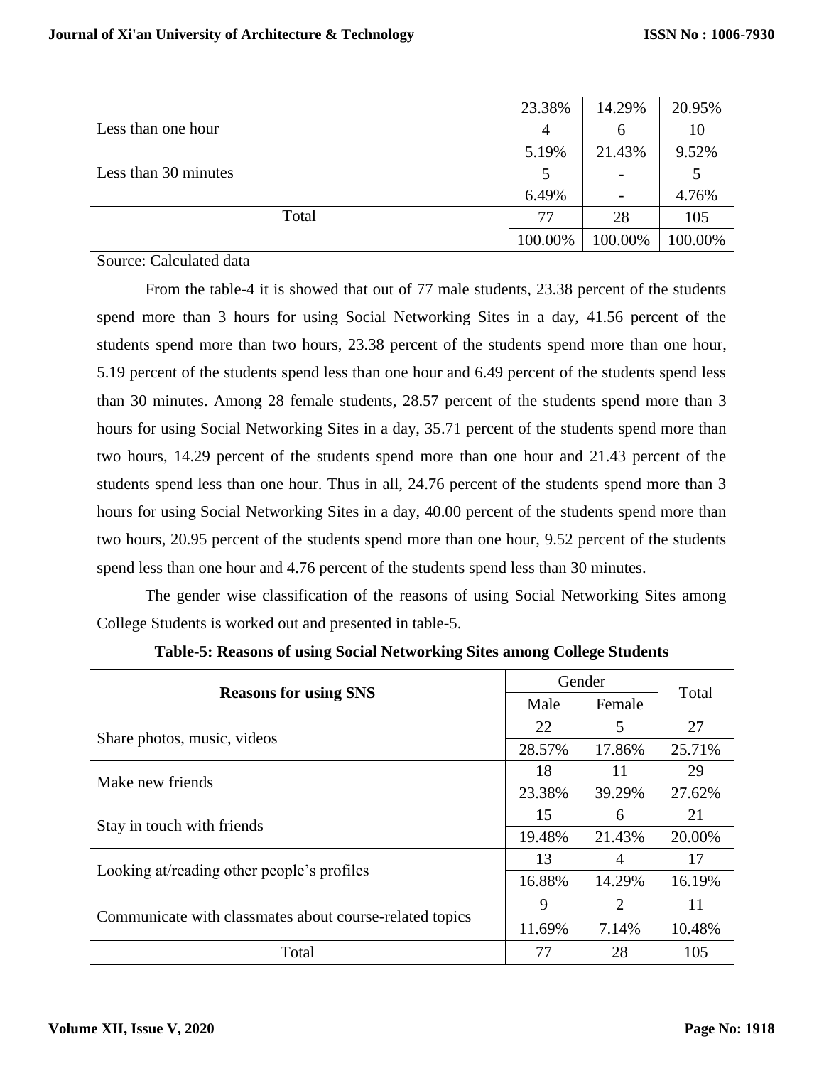|  | 23.38% | 14.29% | 20.95% |
|---|---|---|---|
| Less than one hour | 4 | 6 | 10 |
|  | 5.19% | 21.43% | 9.52% |
| Less than 30 minutes | 5 | - | 5 |
|  | 6.49% | - | 4.76% |
| Total | 77 | 28 | 105 |
|  | 100.00% | 100.00% | 100.00% |

Source: Calculated data

From the table-4 it is showed that out of 77 male students, 23.38 percent of the students spend more than 3 hours for using Social Networking Sites in a day, 41.56 percent of the students spend more than two hours, 23.38 percent of the students spend more than one hour, 5.19 percent of the students spend less than one hour and 6.49 percent of the students spend less than 30 minutes. Among 28 female students, 28.57 percent of the students spend more than 3 hours for using Social Networking Sites in a day, 35.71 percent of the students spend more than two hours, 14.29 percent of the students spend more than one hour and 21.43 percent of the students spend less than one hour. Thus in all, 24.76 percent of the students spend more than 3 hours for using Social Networking Sites in a day, 40.00 percent of the students spend more than two hours, 20.95 percent of the students spend more than one hour, 9.52 percent of the students spend less than one hour and 4.76 percent of the students spend less than 30 minutes.

The gender wise classification of the reasons of using Social Networking Sites among College Students is worked out and presented in table-5.

**Table-5: Reasons of using Social Networking Sites among College Students**

| **Reasons for using SNS** | Gender | | Total |
|---|---|---|---|
|  | Male | Female |  |
| Share photos, music, videos | 22 | 5 | 27 |
|  | 28.57% | 17.86% | 25.71% |
| Make new friends | 18 | 11 | 29 |
|  | 23.38% | 39.29% | 27.62% |
| Stay in touch with friends | 15 | 6 | 21 |
|  | 19.48% | 21.43% | 20.00% |
| Looking at/reading other people's profiles | 13 | 4 | 17 |
|  | 16.88% | 14.29% | 16.19% |
| Communicate with classmates about course-related topics | 9 | 2 | 11 |
|  | 11.69% | 7.14% | 10.48% |
| Total | 77 | 28 | 105 |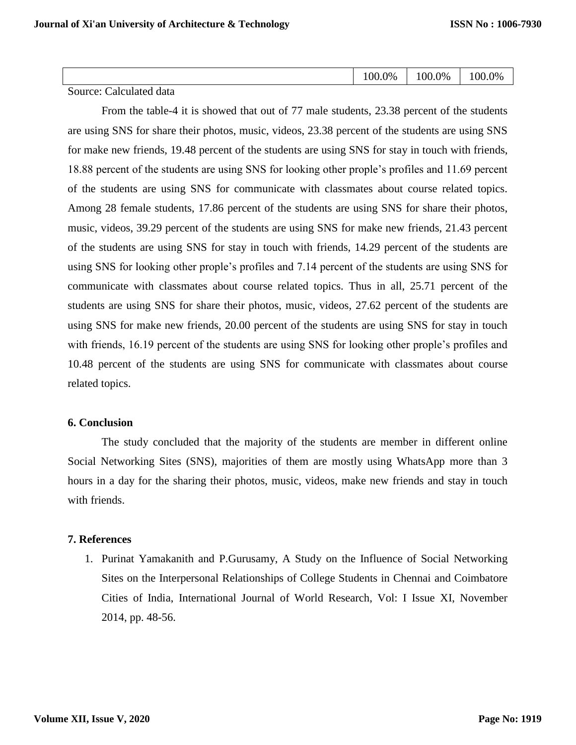| | 100.0% | 100.0% | 100.0% |
|---|---|---|---|

Source: Calculated data

From the table-4 it is showed that out of 77 male students, 23.38 percent of the students are using SNS for share their photos, music, videos, 23.38 percent of the students are using SNS for make new friends, 19.48 percent of the students are using SNS for stay in touch with friends, 18.88 percent of the students are using SNS for looking other prople's profiles and 11.69 percent of the students are using SNS for communicate with classmates about course related topics. Among 28 female students, 17.86 percent of the students are using SNS for share their photos, music, videos, 39.29 percent of the students are using SNS for make new friends, 21.43 percent of the students are using SNS for stay in touch with friends, 14.29 percent of the students are using SNS for looking other prople's profiles and 7.14 percent of the students are using SNS for communicate with classmates about course related topics. Thus in all, 25.71 percent of the students are using SNS for share their photos, music, videos, 27.62 percent of the students are using SNS for make new friends, 20.00 percent of the students are using SNS for stay in touch with friends, 16.19 percent of the students are using SNS for looking other prople's profiles and 10.48 percent of the students are using SNS for communicate with classmates about course related topics.

## 6. Conclusion

The study concluded that the majority of the students are member in different online Social Networking Sites (SNS), majorities of them are mostly using WhatsApp more than 3 hours in a day for the sharing their photos, music, videos, make new friends and stay in touch with friends.

## 7. References

1. Purinat Yamakanith and P.Gurusamy, A Study on the Influence of Social Networking Sites on the Interpersonal Relationships of College Students in Chennai and Coimbatore Cities of India, International Journal of World Research, Vol: I Issue XI, November 2014, pp. 48-56.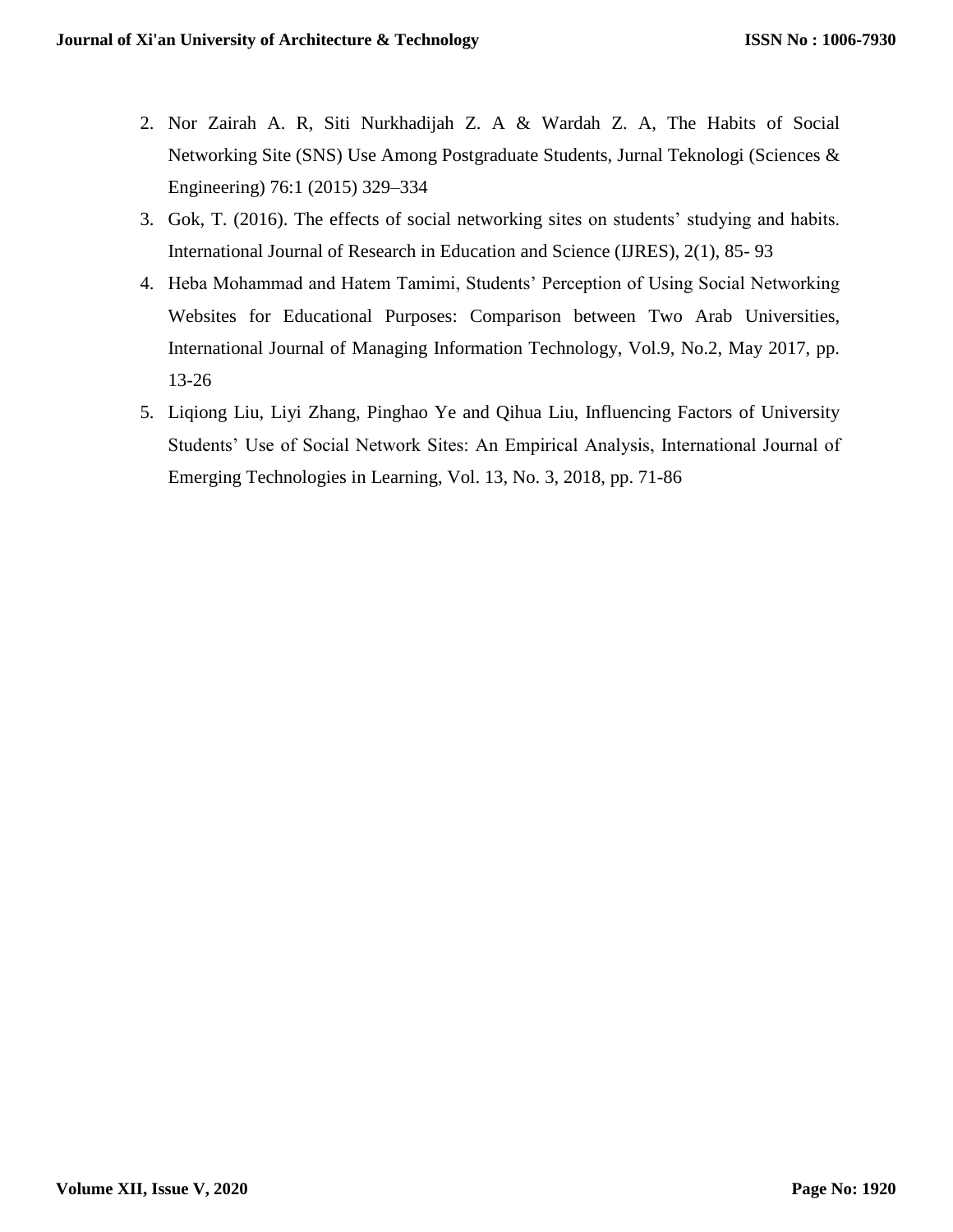2. Nor Zairah A. R, Siti Nurkhadijah Z. A & Wardah Z. A, The Habits of Social Networking Site (SNS) Use Among Postgraduate Students, Jurnal Teknologi (Sciences & Engineering) 76:1 (2015) 329–334
3. Gok, T. (2016). The effects of social networking sites on students' studying and habits. International Journal of Research in Education and Science (IJRES), 2(1), 85- 93
4. Heba Mohammad and Hatem Tamimi, Students' Perception of Using Social Networking Websites for Educational Purposes: Comparison between Two Arab Universities, International Journal of Managing Information Technology, Vol.9, No.2, May 2017, pp. 13-26
5. Liqiong Liu, Liyi Zhang, Pinghao Ye and Qihua Liu, Influencing Factors of University Students' Use of Social Network Sites: An Empirical Analysis, International Journal of Emerging Technologies in Learning, Vol. 13, No. 3, 2018, pp. 71-86